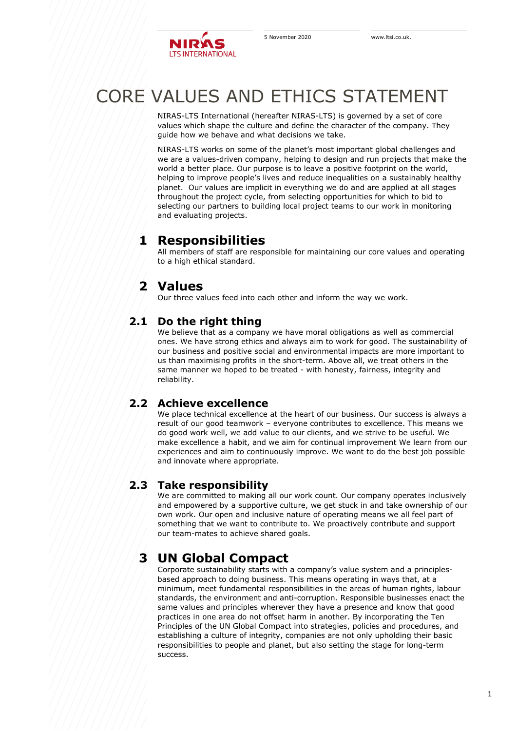# CORE VALUES AND ETHICS STATEMENT

NIRAS-LTS International (hereafter NIRAS-LTS) is governed by a set of core values which shape the culture and define the character of the company. They guide how we behave and what decisions we take.

NIRAS-LTS works on some of the planet's most important global challenges and we are a values-driven company, helping to design and run projects that make the world a better place. Our purpose is to leave a positive footprint on the world, helping to improve people's lives and reduce inequalities on a sustainably healthy planet. Our values are implicit in everything we do and are applied at all stages throughout the project cycle, from selecting opportunities for which to bid to selecting our partners to building local project teams to our work in monitoring and evaluating projects.

## 1 Responsibilities

All members of staff are responsible for maintaining our core values and operating to a high ethical standard.

## 2 Values

Our three values feed into each other and inform the way we work.

### 2.1 Do the right thing

We believe that as a company we have moral obligations as well as commercial ones. We have strong ethics and always aim to work for good. The sustainability of our business and positive social and environmental impacts are more important to us than maximising profits in the short-term. Above all, we treat others in the same manner we hoped to be treated - with honesty, fairness, integrity and reliability.

### 2.2 Achieve excellence

We place technical excellence at the heart of our business. Our success is always a result of our good teamwork – everyone contributes to excellence. This means we do good work well, we add value to our clients, and we strive to be useful. We make excellence a habit, and we aim for continual improvement We learn from our experiences and aim to continuously improve. We want to do the best job possible and innovate where appropriate.

### 2.3 Take responsibility

We are committed to making all our work count. Our company operates inclusively and empowered by a supportive culture, we get stuck in and take ownership of our own work. Our open and inclusive nature of operating means we all feel part of something that we want to contribute to. We proactively contribute and support our team-mates to achieve shared goals.

## 3 UN Global Compact

Corporate sustainability starts with a company's value system and a principles-based approach to doing business. This means operating in ways that, at a minimum, meet fundamental responsibilities in the areas of human rights, labour standards, the environment and anti-corruption. Responsible businesses enact the same values and principles wherever they have a presence and know that good practices in one area do not offset harm in another. By incorporating the Ten Principles of the UN Global Compact into strategies, policies and procedures, and establishing a culture of integrity, companies are not only upholding their basic responsibilities to people and planet, but also setting the stage for long-term success.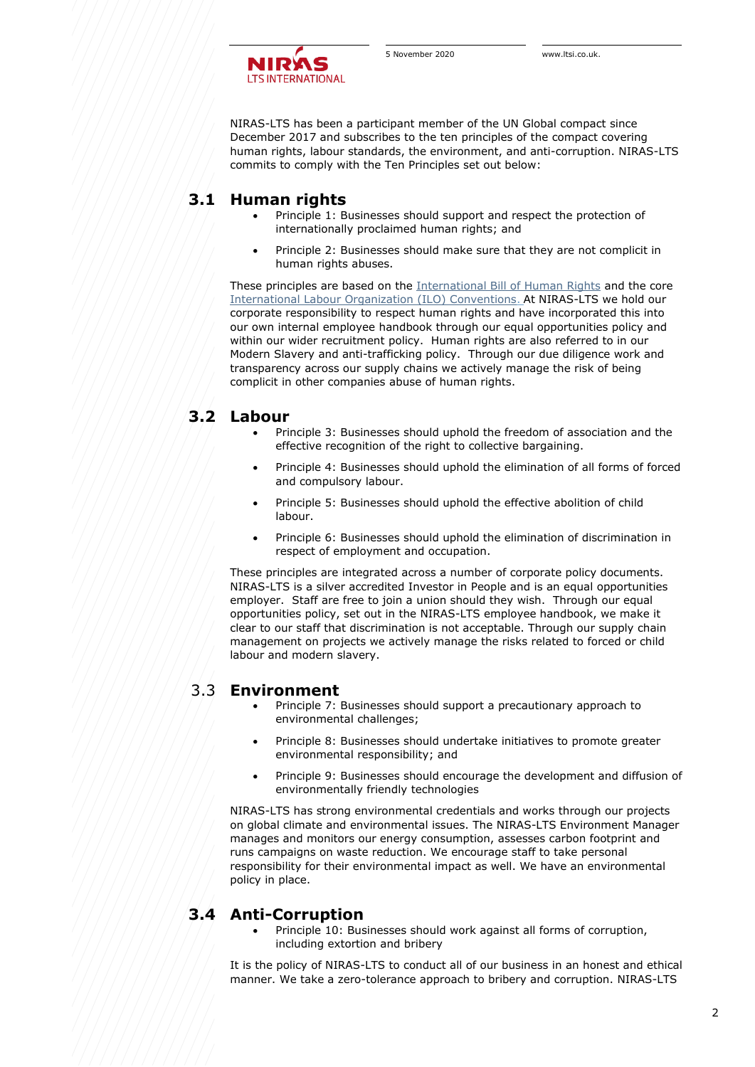NIRAS-LTS has been a participant member of the UN Global compact since December 2017 and subscribes to the ten principles of the compact covering human rights, labour standards, the environment, and anti-corruption. NIRAS-LTS commits to comply with the Ten Principles set out below:

## 3.1 Human rights

- Principle 1: Businesses should support and respect the protection of internationally proclaimed human rights; and
- Principle 2: Businesses should make sure that they are not complicit in human rights abuses.

These principles are based on the [International Bill of Human Rights] and the core [International Labour Organization (ILO) Conventions.] At NIRAS-LTS we hold our corporate responsibility to respect human rights and have incorporated this into our own internal employee handbook through our equal opportunities policy and within our wider recruitment policy. Human rights are also referred to in our Modern Slavery and anti-trafficking policy. Through our due diligence work and transparency across our supply chains we actively manage the risk of being complicit in other companies abuse of human rights.

## 3.2 Labour

- Principle 3: Businesses should uphold the freedom of association and the effective recognition of the right to collective bargaining.
- Principle 4: Businesses should uphold the elimination of all forms of forced and compulsory labour.
- Principle 5: Businesses should uphold the effective abolition of child labour.
- Principle 6: Businesses should uphold the elimination of discrimination in respect of employment and occupation.

These principles are integrated across a number of corporate policy documents. NIRAS-LTS is a silver accredited Investor in People and is an equal opportunities employer. Staff are free to join a union should they wish. Through our equal opportunities policy, set out in the NIRAS-LTS employee handbook, we make it clear to our staff that discrimination is not acceptable. Through our supply chain management on projects we actively manage the risks related to forced or child labour and modern slavery.

## 3.3 Environment

- Principle 7: Businesses should support a precautionary approach to environmental challenges;
- Principle 8: Businesses should undertake initiatives to promote greater environmental responsibility; and
- Principle 9: Businesses should encourage the development and diffusion of environmentally friendly technologies

NIRAS-LTS has strong environmental credentials and works through our projects on global climate and environmental issues. The NIRAS-LTS Environment Manager manages and monitors our energy consumption, assesses carbon footprint and runs campaigns on waste reduction. We encourage staff to take personal responsibility for their environmental impact as well. We have an environmental policy in place.

## 3.4 Anti-Corruption

- Principle 10: Businesses should work against all forms of corruption, including extortion and bribery

It is the policy of NIRAS-LTS to conduct all of our business in an honest and ethical manner. We take a zero-tolerance approach to bribery and corruption. NIRAS-LTS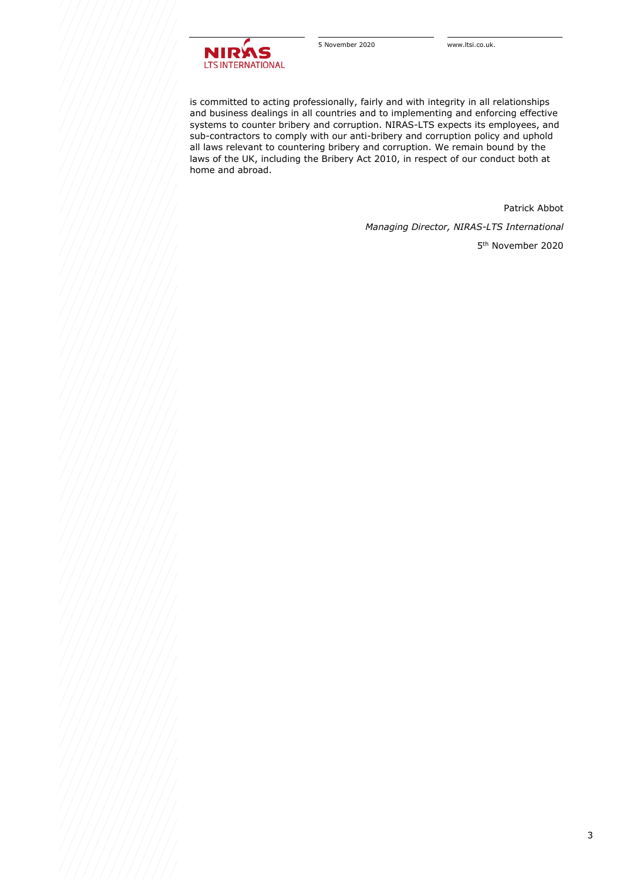is committed to acting professionally, fairly and with integrity in all relationships and business dealings in all countries and to implementing and enforcing effective systems to counter bribery and corruption. NIRAS-LTS expects its employees, and sub-contractors to comply with our anti-bribery and corruption policy and uphold all laws relevant to countering bribery and corruption. We remain bound by the laws of the UK, including the Bribery Act 2010, in respect of our conduct both at home and abroad.

Patrick Abbot

*Managing Director, NIRAS-LTS International*

5th November 2020